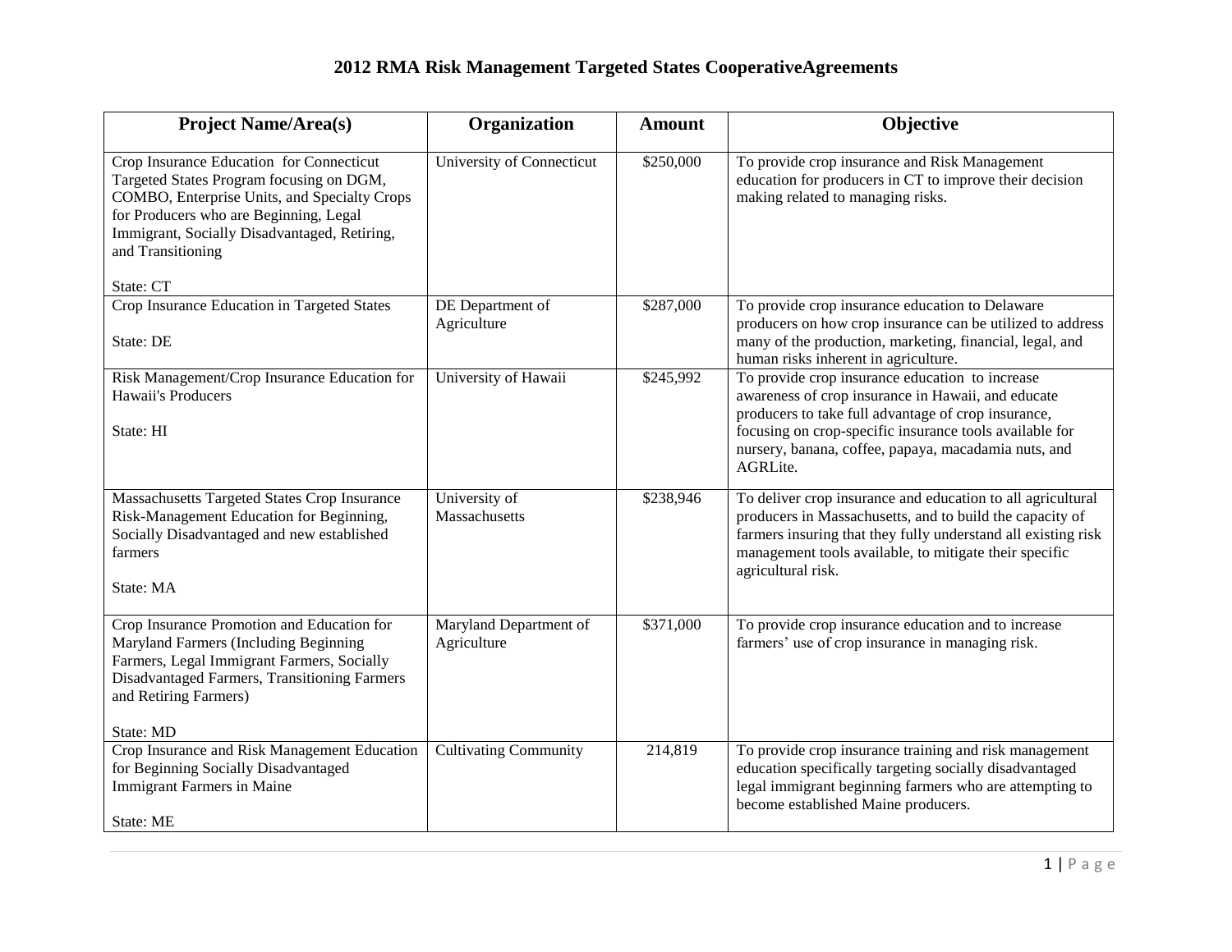# 2012 RMA Risk Management Targeted States CooperativeAgreements

| Project Name/Area(s) | Organization | Amount | Objective |
|---|---|---|---|
| Crop Insurance Education for Connecticut Targeted States Program focusing on DGM, COMBO, Enterprise Units, and Specialty Crops for Producers who are Beginning, Legal Immigrant, Socially Disadvantaged, Retiring, and Transitioning<br><br>State: CT | University of Connecticut | $250,000 | To provide crop insurance and Risk Management education for producers in CT to improve their decision making related to managing risks. |
| Crop Insurance Education in Targeted States<br><br>State: DE | DE Department of Agriculture | $287,000 | To provide crop insurance education to Delaware producers on how crop insurance can be utilized to address many of the production, marketing, financial, legal, and human risks inherent in agriculture. |
| Risk Management/Crop Insurance Education for Hawaii's Producers<br><br>State: HI | University of Hawaii | $245,992 | To provide crop insurance education to increase awareness of crop insurance in Hawaii, and educate producers to take full advantage of crop insurance, focusing on crop-specific insurance tools available for nursery, banana, coffee, papaya, macadamia nuts, and AGRLite. |
| Massachusetts Targeted States Crop Insurance Risk-Management Education for Beginning, Socially Disadvantaged and new established farmers<br><br>State: MA | University of Massachusetts | $238,946 | To deliver crop insurance and education to all agricultural producers in Massachusetts, and to build the capacity of farmers insuring that they fully understand all existing risk management tools available, to mitigate their specific agricultural risk. |
| Crop Insurance Promotion and Education for Maryland Farmers (Including Beginning Farmers, Legal Immigrant Farmers, Socially Disadvantaged Farmers, Transitioning Farmers and Retiring Farmers)<br><br>State: MD | Maryland Department of Agriculture | $371,000 | To provide crop insurance education and to increase farmers' use of crop insurance in managing risk. |
| Crop Insurance and Risk Management Education for Beginning Socially Disadvantaged Immigrant Farmers in Maine<br><br>State: ME | Cultivating Community | 214,819 | To provide crop insurance training and risk management education specifically targeting socially disadvantaged legal immigrant beginning farmers who are attempting to become established Maine producers. |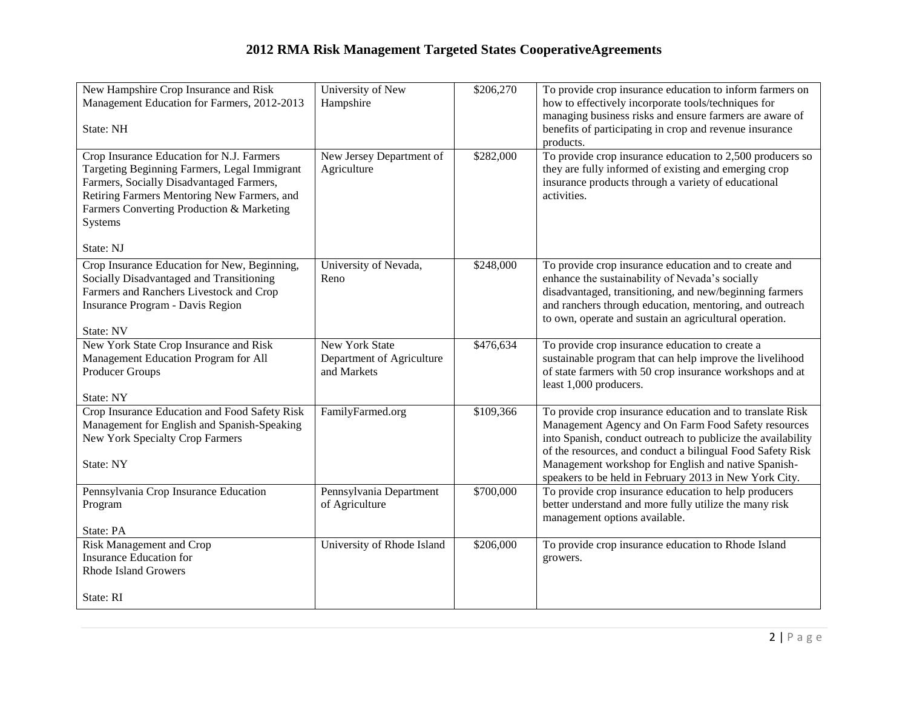# 2012 RMA Risk Management Targeted States CooperativeAgreements

| | | | |
|---|---|---|---|
| New Hampshire Crop Insurance and Risk Management Education for Farmers, 2012-2013<br><br>State: NH | University of New Hampshire | $206,270 | To provide crop insurance education to inform farmers on how to effectively incorporate tools/techniques for managing business risks and ensure farmers are aware of benefits of participating in crop and revenue insurance products. |
| Crop Insurance Education for N.J. Farmers Targeting Beginning Farmers, Legal Immigrant Farmers, Socially Disadvantaged Farmers, Retiring Farmers Mentoring New Farmers, and Farmers Converting Production & Marketing Systems<br><br>State: NJ | New Jersey Department of Agriculture | $282,000 | To provide crop insurance education to 2,500 producers so they are fully informed of existing and emerging crop insurance products through a variety of educational activities. |
| Crop Insurance Education for New, Beginning, Socially Disadvantaged and Transitioning Farmers and Ranchers Livestock and Crop Insurance Program - Davis Region<br><br>State: NV | University of Nevada, Reno | $248,000 | To provide crop insurance education and to create and enhance the sustainability of Nevada's socially disadvantaged, transitioning, and new/beginning farmers and ranchers through education, mentoring, and outreach to own, operate and sustain an agricultural operation. |
| New York State Crop Insurance and Risk Management Education Program for All Producer Groups<br><br>State: NY | New York State Department of Agriculture and Markets | $476,634 | To provide crop insurance education to create a sustainable program that can help improve the livelihood of state farmers with 50 crop insurance workshops and at least 1,000 producers. |
| Crop Insurance Education and Food Safety Risk Management for English and Spanish-Speaking New York Specialty Crop Farmers<br><br>State: NY | FamilyFarmed.org | $109,366 | To provide crop insurance education and to translate Risk Management Agency and On Farm Food Safety resources into Spanish, conduct outreach to publicize the availability of the resources, and conduct a bilingual Food Safety Risk Management workshop for English and native Spanish-speakers to be held in February 2013 in New York City. |
| Pennsylvania Crop Insurance Education Program<br><br>State: PA | Pennsylvania Department of Agriculture | $700,000 | To provide crop insurance education to help producers better understand and more fully utilize the many risk management options available. |
| Risk Management and Crop Insurance Education for Rhode Island Growers<br><br>State: RI | University of Rhode Island | $206,000 | To provide crop insurance education to Rhode Island growers. |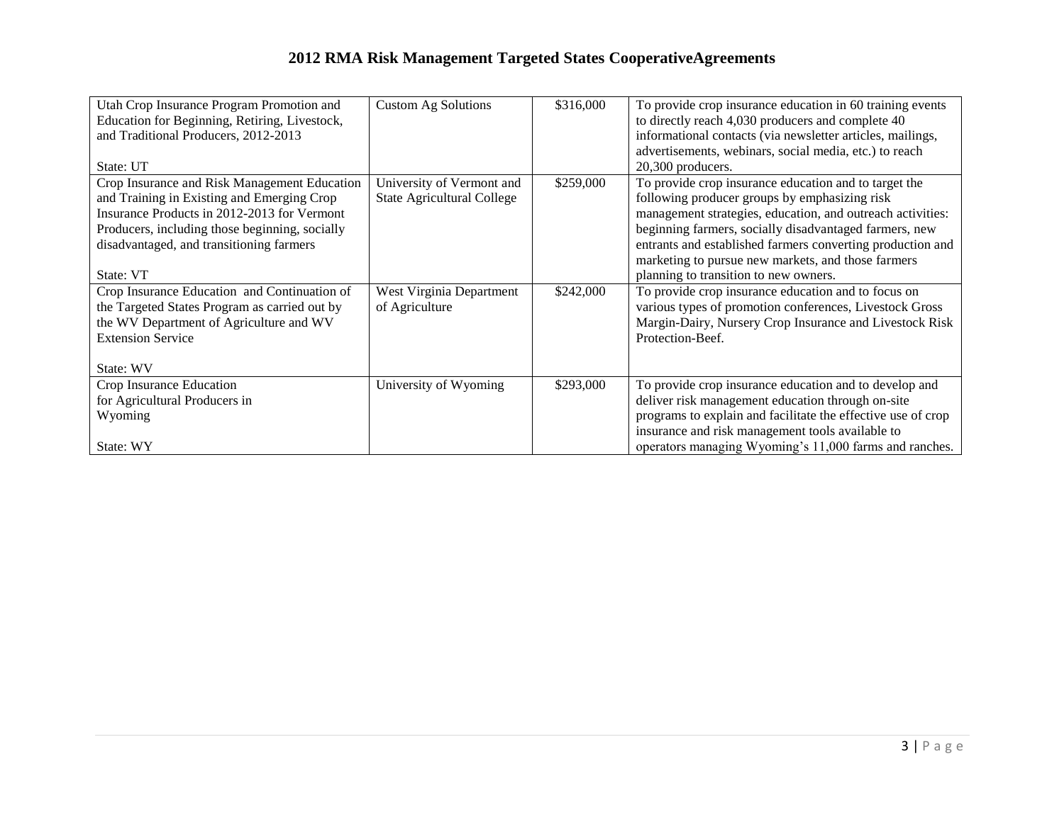# 2012 RMA Risk Management Targeted States CooperativeAgreements

| | | | |
|---|---|---|---|
| Utah Crop Insurance Program Promotion and Education for Beginning, Retiring, Livestock, and Traditional Producers, 2012-2013<br><br>State: UT | Custom Ag Solutions | $316,000 | To provide crop insurance education in 60 training events to directly reach 4,030 producers and complete 40 informational contacts (via newsletter articles, mailings, advertisements, webinars, social media, etc.) to reach 20,300 producers. |
| Crop Insurance and Risk Management Education and Training in Existing and Emerging Crop Insurance Products in 2012-2013 for Vermont Producers, including those beginning, socially disadvantaged, and transitioning farmers<br><br>State: VT | University of Vermont and State Agricultural College | $259,000 | To provide crop insurance education and to target the following producer groups by emphasizing risk management strategies, education, and outreach activities: beginning farmers, socially disadvantaged farmers, new entrants and established farmers converting production and marketing to pursue new markets, and those farmers planning to transition to new owners. |
| Crop Insurance Education and Continuation of the Targeted States Program as carried out by the WV Department of Agriculture and WV Extension Service<br><br>State: WV | West Virginia Department of Agriculture | $242,000 | To provide crop insurance education and to focus on various types of promotion conferences, Livestock Gross Margin-Dairy, Nursery Crop Insurance and Livestock Risk Protection-Beef. |
| Crop Insurance Education for Agricultural Producers in Wyoming<br><br>State: WY | University of Wyoming | $293,000 | To provide crop insurance education and to develop and deliver risk management education through on-site programs to explain and facilitate the effective use of crop insurance and risk management tools available to operators managing Wyoming's 11,000 farms and ranches. |